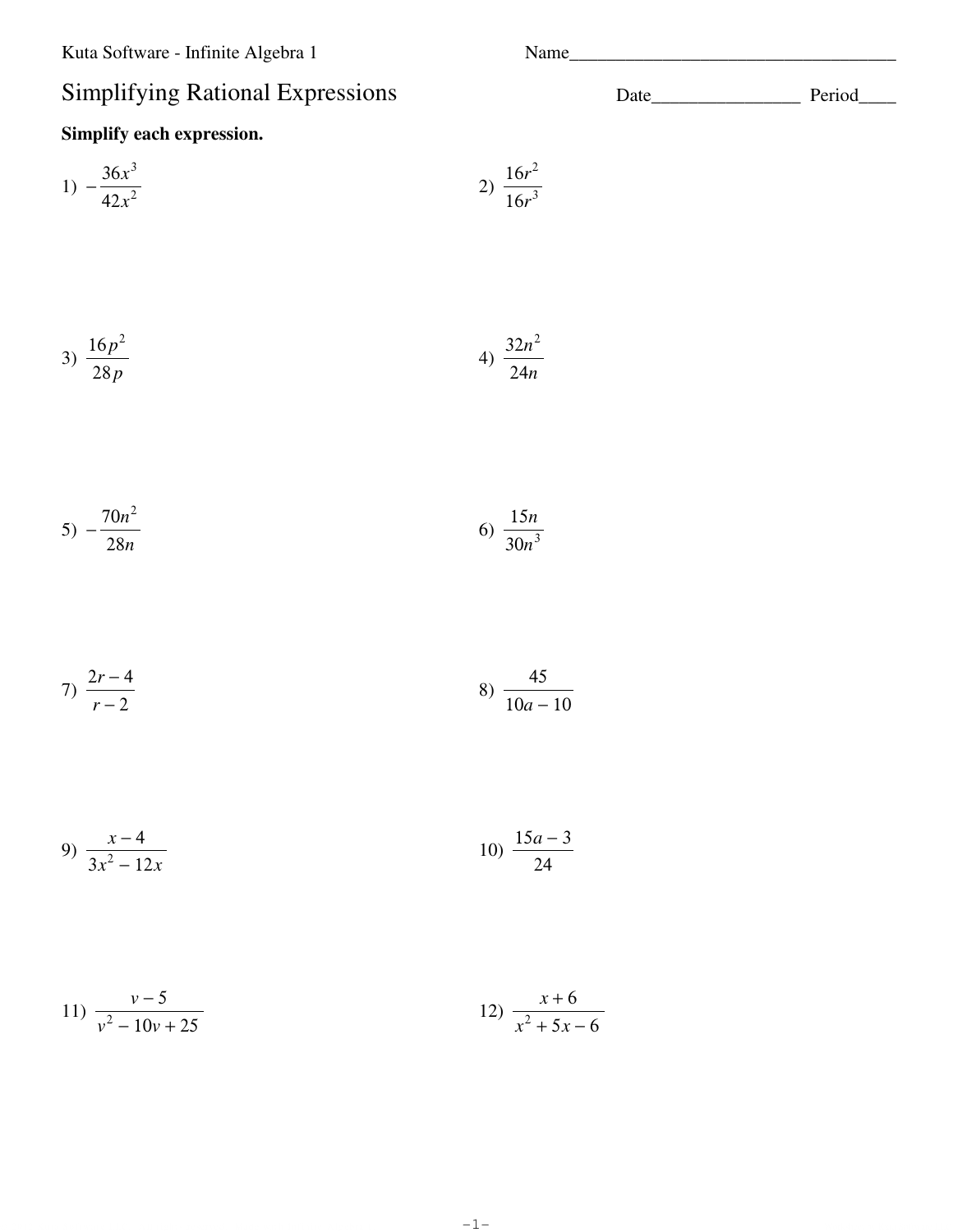Kuta Software - Infinite Algebra 1

Name___________________________________

# Simplifying Rational Expressions

Date________________ Period____

**Simplify each expression.**

1) $-\dfrac{36x^3}{42x^2}$

2) $\dfrac{16r^2}{16r^3}$

3) $\dfrac{16p^2}{28p}$

4) $\dfrac{32n^2}{24n}$

5) $-\dfrac{70n^2}{28n}$

6) $\dfrac{15n}{30n^3}$

7) $\dfrac{2r-4}{r-2}$

8) $\dfrac{45}{10a-10}$

9) $\dfrac{x-4}{3x^2-12x}$

10) $\dfrac{15a-3}{24}$

11) $\dfrac{v-5}{v^2-10v+25}$

12) $\dfrac{x+6}{x^2+5x-6}$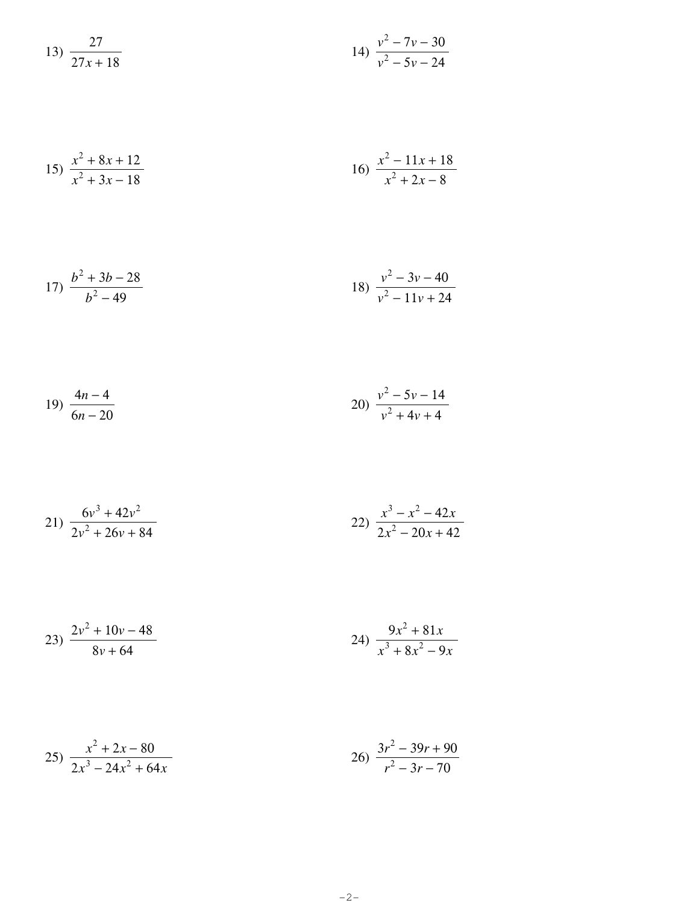13) $\dfrac{27}{27x + 18}$

14) $\dfrac{v^2 - 7v - 30}{v^2 - 5v - 24}$

15) $\dfrac{x^2 + 8x + 12}{x^2 + 3x - 18}$

16) $\dfrac{x^2 - 11x + 18}{x^2 + 2x - 8}$

17) $\dfrac{b^2 + 3b - 28}{b^2 - 49}$

18) $\dfrac{v^2 - 3v - 40}{v^2 - 11v + 24}$

19) $\dfrac{4n - 4}{6n - 20}$

20) $\dfrac{v^2 - 5v - 14}{v^2 + 4v + 4}$

21) $\dfrac{6v^3 + 42v^2}{2v^2 + 26v + 84}$

22) $\dfrac{x^3 - x^2 - 42x}{2x^2 - 20x + 42}$

23) $\dfrac{2v^2 + 10v - 48}{8v + 64}$

24) $\dfrac{9x^2 + 81x}{x^3 + 8x^2 - 9x}$

25) $\dfrac{x^2 + 2x - 80}{2x^3 - 24x^2 + 64x}$

26) $\dfrac{3r^2 - 39r + 90}{r^2 - 3r - 70}$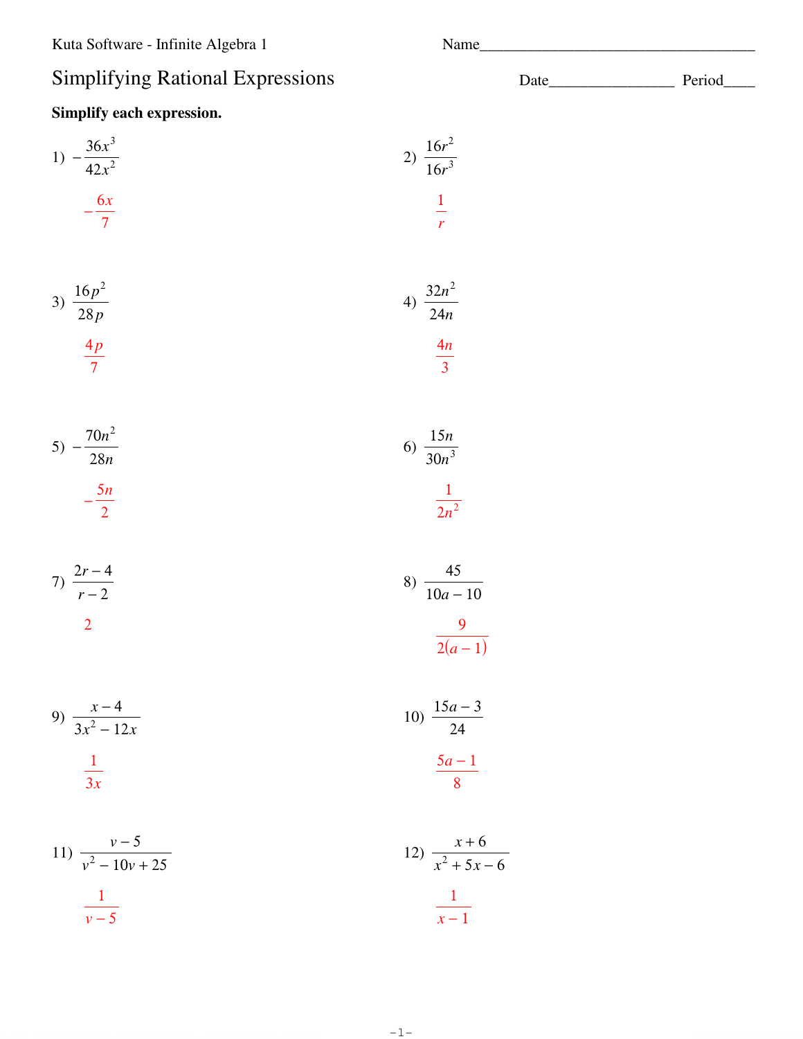Kuta Software - Infinite Algebra 1

Name___________________________________

# Simplifying Rational Expressions

Date________________ Period____

**Simplify each expression.**

1) $-\dfrac{36x^3}{42x^2}$

$-\dfrac{6x}{7}$

2) $\dfrac{16r^2}{16r^3}$

$\dfrac{1}{r}$

3) $\dfrac{16p^2}{28p}$

$\dfrac{4p}{7}$

4) $\dfrac{32n^2}{24n}$

$\dfrac{4n}{3}$

5) $-\dfrac{70n^2}{28n}$

$-\dfrac{5n}{2}$

6) $\dfrac{15n}{30n^3}$

$\dfrac{1}{2n^2}$

7) $\dfrac{2r-4}{r-2}$

$2$

8) $\dfrac{45}{10a-10}$

$\dfrac{9}{2(a-1)}$

9) $\dfrac{x-4}{3x^2-12x}$

$\dfrac{1}{3x}$

10) $\dfrac{15a-3}{24}$

$\dfrac{5a-1}{8}$

11) $\dfrac{v-5}{v^2-10v+25}$

$\dfrac{1}{v-5}$

12) $\dfrac{x+6}{x^2+5x-6}$

$\dfrac{1}{x-1}$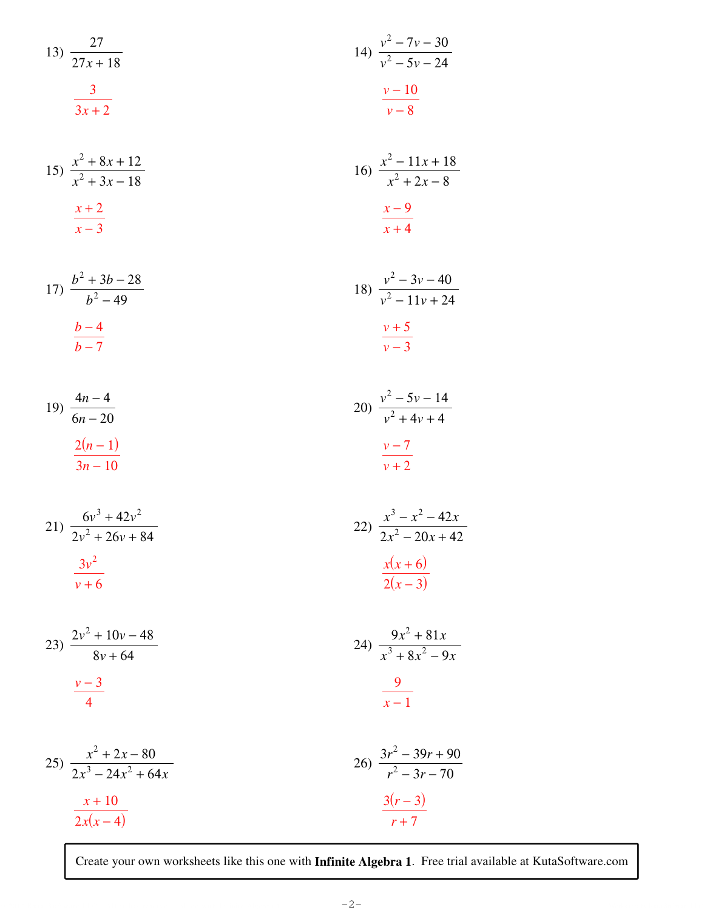13) $\dfrac{27}{27x + 18}$

$\dfrac{3}{3x + 2}$

14) $\dfrac{v^2 - 7v - 30}{v^2 - 5v - 24}$

$\dfrac{v - 10}{v - 8}$

15) $\dfrac{x^2 + 8x + 12}{x^2 + 3x - 18}$

$\dfrac{x + 2}{x - 3}$

16) $\dfrac{x^2 - 11x + 18}{x^2 + 2x - 8}$

$\dfrac{x - 9}{x + 4}$

17) $\dfrac{b^2 + 3b - 28}{b^2 - 49}$

$\dfrac{b - 4}{b - 7}$

18) $\dfrac{v^2 - 3v - 40}{v^2 - 11v + 24}$

$\dfrac{v + 5}{v - 3}$

19) $\dfrac{4n - 4}{6n - 20}$

$\dfrac{2(n - 1)}{3n - 10}$

20) $\dfrac{v^2 - 5v - 14}{v^2 + 4v + 4}$

$\dfrac{v - 7}{v + 2}$

21) $\dfrac{6v^3 + 42v^2}{2v^2 + 26v + 84}$

$\dfrac{3v^2}{v + 6}$

22) $\dfrac{x^3 - x^2 - 42x}{2x^2 - 20x + 42}$

$\dfrac{x(x + 6)}{2(x - 3)}$

23) $\dfrac{2v^2 + 10v - 48}{8v + 64}$

$\dfrac{v - 3}{4}$

24) $\dfrac{9x^2 + 81x}{x^3 + 8x^2 - 9x}$

$\dfrac{9}{x - 1}$

25) $\dfrac{x^2 + 2x - 80}{2x^3 - 24x^2 + 64x}$

$\dfrac{x + 10}{2x(x - 4)}$

26) $\dfrac{3r^2 - 39r + 90}{r^2 - 3r - 70}$

$\dfrac{3(r - 3)}{r + 7}$

Create your own worksheets like this one with **Infinite Algebra 1**. Free trial available at KutaSoftware.com